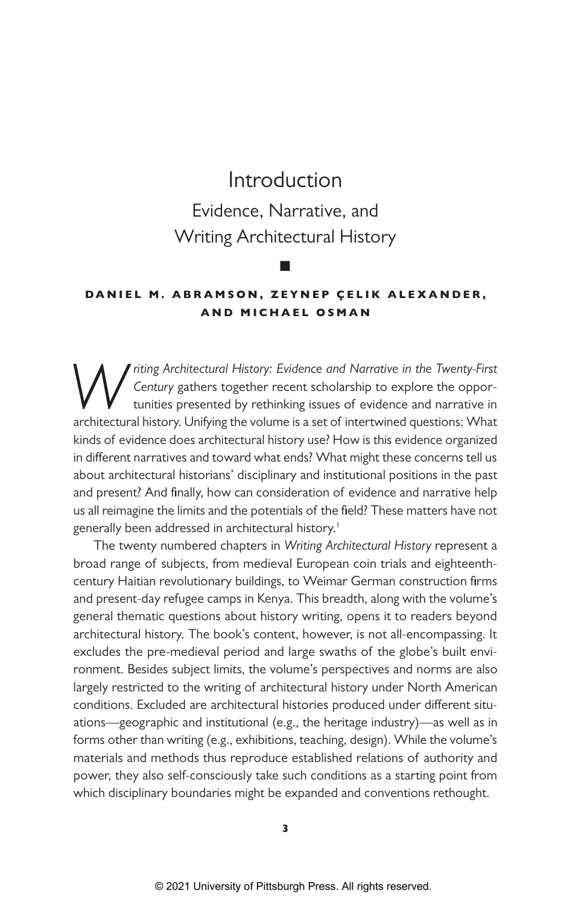# Introduction

## Evidence, Narrative, and Writing Architectural History

■

**DANIEL M. ABRAMSON, ZEYNEP ÇELIK ALEXANDER, AND MICHAEL OSMAN**

*Writing Architectural History: Evidence and Narrative in the Twenty-First Century* gathers together recent scholarship to explore the opportunities presented by rethinking issues of evidence and narrative in architectural history. Unifying the volume is a set of intertwined questions: What kinds of evidence does architectural history use? How is this evidence organized in different narratives and toward what ends? What might these concerns tell us about architectural historians' disciplinary and institutional positions in the past and present? And finally, how can consideration of evidence and narrative help us all reimagine the limits and the potentials of the field? These matters have not generally been addressed in architectural history.[1]

The twenty numbered chapters in *Writing Architectural History* represent a broad range of subjects, from medieval European coin trials and eighteenth-century Haitian revolutionary buildings, to Weimar German construction firms and present-day refugee camps in Kenya. This breadth, along with the volume's general thematic questions about history writing, opens it to readers beyond architectural history. The book's content, however, is not all-encompassing. It excludes the pre-medieval period and large swaths of the globe's built environment. Besides subject limits, the volume's perspectives and norms are also largely restricted to the writing of architectural history under North American conditions. Excluded are architectural histories produced under different situations—geographic and institutional (e.g., the heritage industry)—as well as in forms other than writing (e.g., exhibitions, teaching, design). While the volume's materials and methods thus reproduce established relations of authority and power, they also self-consciously take such conditions as a starting point from which disciplinary boundaries might be expanded and conventions rethought.

© 2021 University of Pittsburgh Press. All rights reserved.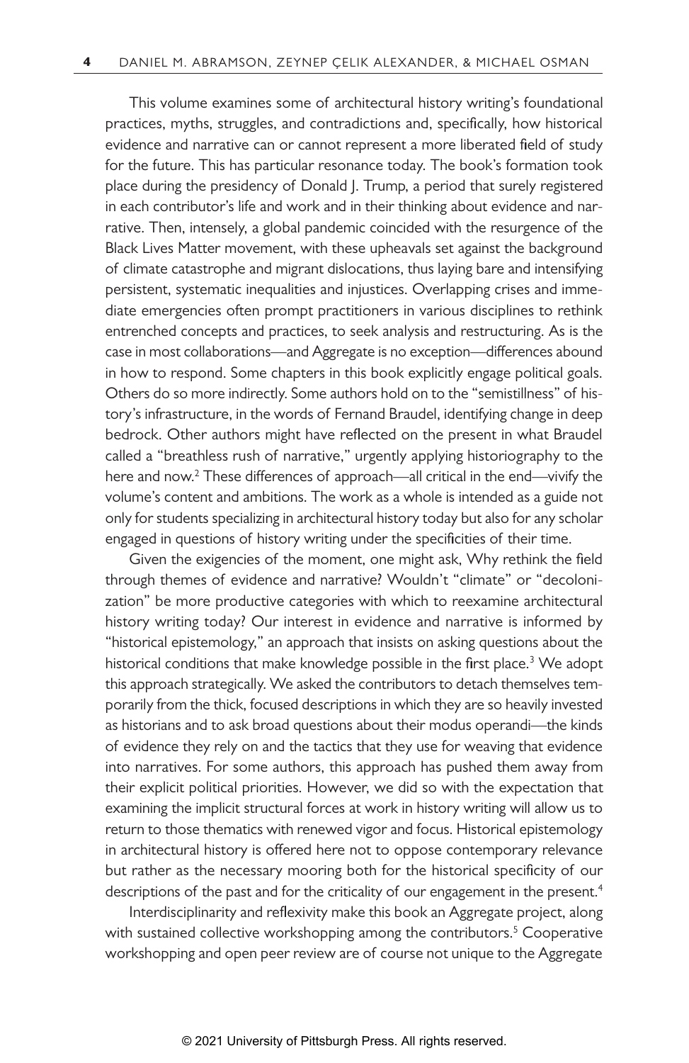This volume examines some of architectural history writing's foundational practices, myths, struggles, and contradictions and, specifically, how historical evidence and narrative can or cannot represent a more liberated field of study for the future. This has particular resonance today. The book's formation took place during the presidency of Donald J. Trump, a period that surely registered in each contributor's life and work and in their thinking about evidence and narrative. Then, intensely, a global pandemic coincided with the resurgence of the Black Lives Matter movement, with these upheavals set against the background of climate catastrophe and migrant dislocations, thus laying bare and intensifying persistent, systematic inequalities and injustices. Overlapping crises and immediate emergencies often prompt practitioners in various disciplines to rethink entrenched concepts and practices, to seek analysis and restructuring. As is the case in most collaborations—and Aggregate is no exception—differences abound in how to respond. Some chapters in this book explicitly engage political goals. Others do so more indirectly. Some authors hold on to the "semistillness" of history's infrastructure, in the words of Fernand Braudel, identifying change in deep bedrock. Other authors might have reflected on the present in what Braudel called a "breathless rush of narrative," urgently applying historiography to the here and now.[2] These differences of approach—all critical in the end—vivify the volume's content and ambitions. The work as a whole is intended as a guide not only for students specializing in architectural history today but also for any scholar engaged in questions of history writing under the specificities of their time.

Given the exigencies of the moment, one might ask, Why rethink the field through themes of evidence and narrative? Wouldn't "climate" or "decolonization" be more productive categories with which to reexamine architectural history writing today? Our interest in evidence and narrative is informed by "historical epistemology," an approach that insists on asking questions about the historical conditions that make knowledge possible in the first place.[3] We adopt this approach strategically. We asked the contributors to detach themselves temporarily from the thick, focused descriptions in which they are so heavily invested as historians and to ask broad questions about their modus operandi—the kinds of evidence they rely on and the tactics that they use for weaving that evidence into narratives. For some authors, this approach has pushed them away from their explicit political priorities. However, we did so with the expectation that examining the implicit structural forces at work in history writing will allow us to return to those thematics with renewed vigor and focus. Historical epistemology in architectural history is offered here not to oppose contemporary relevance but rather as the necessary mooring both for the historical specificity of our descriptions of the past and for the criticality of our engagement in the present.[4]

Interdisciplinarity and reflexivity make this book an Aggregate project, along with sustained collective workshopping among the contributors.[5] Cooperative workshopping and open peer review are of course not unique to the Aggregate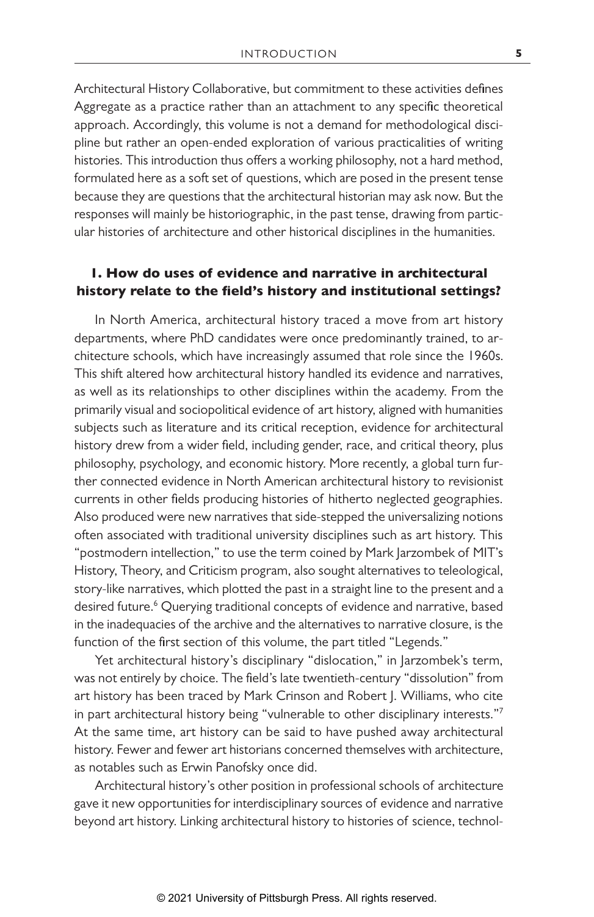Architectural History Collaborative, but commitment to these activities defines Aggregate as a practice rather than an attachment to any specific theoretical approach. Accordingly, this volume is not a demand for methodological discipline but rather an open-ended exploration of various practicalities of writing histories. This introduction thus offers a working philosophy, not a hard method, formulated here as a soft set of questions, which are posed in the present tense because they are questions that the architectural historian may ask now. But the responses will mainly be historiographic, in the past tense, drawing from particular histories of architecture and other historical disciplines in the humanities.

### 1. How do uses of evidence and narrative in architectural history relate to the field's history and institutional settings?

In North America, architectural history traced a move from art history departments, where PhD candidates were once predominantly trained, to architecture schools, which have increasingly assumed that role since the 1960s. This shift altered how architectural history handled its evidence and narratives, as well as its relationships to other disciplines within the academy. From the primarily visual and sociopolitical evidence of art history, aligned with humanities subjects such as literature and its critical reception, evidence for architectural history drew from a wider field, including gender, race, and critical theory, plus philosophy, psychology, and economic history. More recently, a global turn further connected evidence in North American architectural history to revisionist currents in other fields producing histories of hitherto neglected geographies. Also produced were new narratives that side-stepped the universalizing notions often associated with traditional university disciplines such as art history. This "postmodern intellection," to use the term coined by Mark Jarzombek of MIT's History, Theory, and Criticism program, also sought alternatives to teleological, story-like narratives, which plotted the past in a straight line to the present and a desired future.[6] Querying traditional concepts of evidence and narrative, based in the inadequacies of the archive and the alternatives to narrative closure, is the function of the first section of this volume, the part titled "Legends."

Yet architectural history's disciplinary "dislocation," in Jarzombek's term, was not entirely by choice. The field's late twentieth-century "dissolution" from art history has been traced by Mark Crinson and Robert J. Williams, who cite in part architectural history being "vulnerable to other disciplinary interests."[7] At the same time, art history can be said to have pushed away architectural history. Fewer and fewer art historians concerned themselves with architecture, as notables such as Erwin Panofsky once did.

Architectural history's other position in professional schools of architecture gave it new opportunities for interdisciplinary sources of evidence and narrative beyond art history. Linking architectural history to histories of science, technol-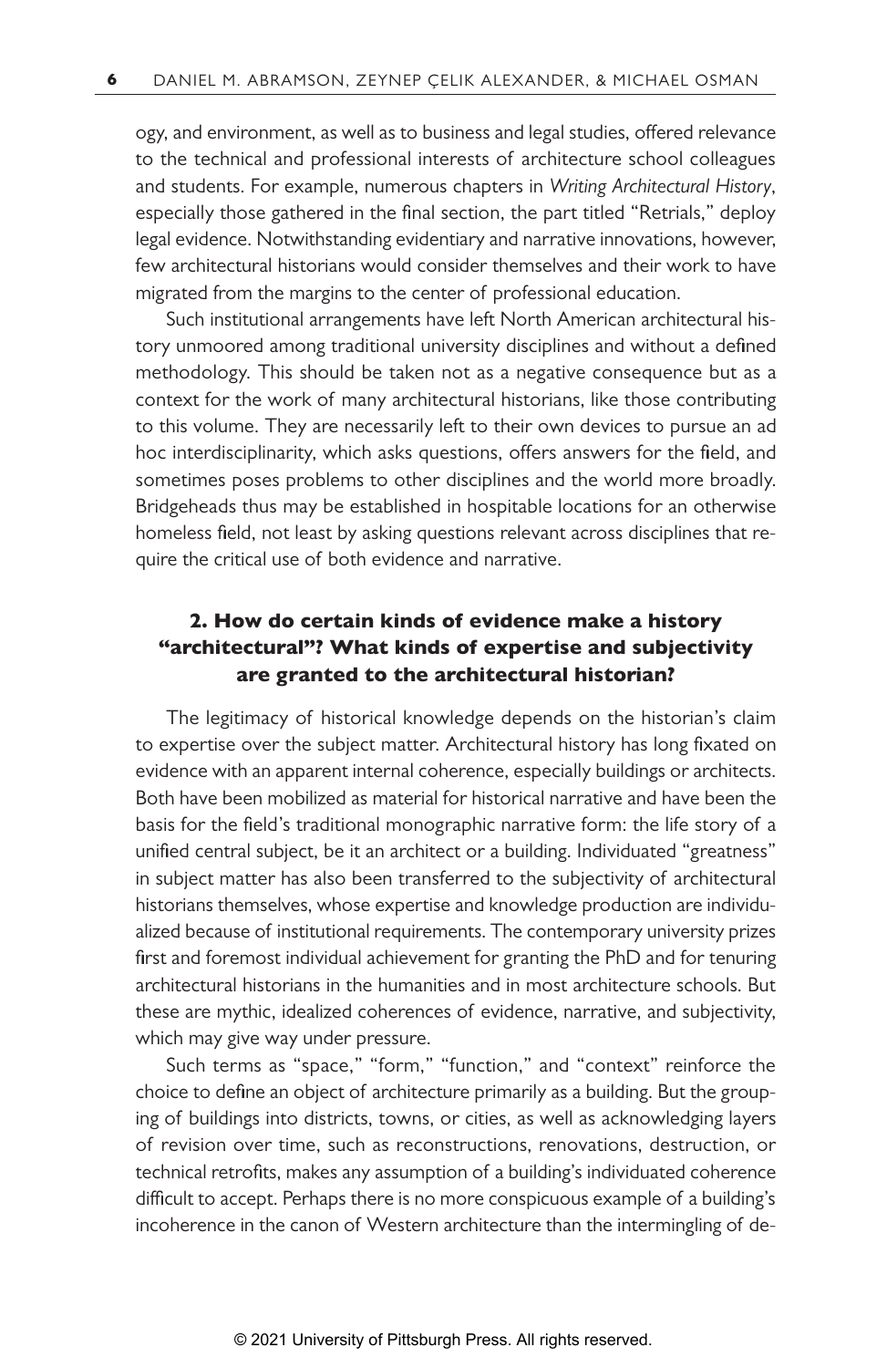ogy, and environment, as well as to business and legal studies, offered relevance to the technical and professional interests of architecture school colleagues and students. For example, numerous chapters in *Writing Architectural History*, especially those gathered in the final section, the part titled "Retrials," deploy legal evidence. Notwithstanding evidentiary and narrative innovations, however, few architectural historians would consider themselves and their work to have migrated from the margins to the center of professional education.

Such institutional arrangements have left North American architectural history unmoored among traditional university disciplines and without a defined methodology. This should be taken not as a negative consequence but as a context for the work of many architectural historians, like those contributing to this volume. They are necessarily left to their own devices to pursue an ad hoc interdisciplinarity, which asks questions, offers answers for the field, and sometimes poses problems to other disciplines and the world more broadly. Bridgeheads thus may be established in hospitable locations for an otherwise homeless field, not least by asking questions relevant across disciplines that require the critical use of both evidence and narrative.

## 2. How do certain kinds of evidence make a history "architectural"? What kinds of expertise and subjectivity are granted to the architectural historian?

The legitimacy of historical knowledge depends on the historian's claim to expertise over the subject matter. Architectural history has long fixated on evidence with an apparent internal coherence, especially buildings or architects. Both have been mobilized as material for historical narrative and have been the basis for the field's traditional monographic narrative form: the life story of a unified central subject, be it an architect or a building. Individuated "greatness" in subject matter has also been transferred to the subjectivity of architectural historians themselves, whose expertise and knowledge production are individualized because of institutional requirements. The contemporary university prizes first and foremost individual achievement for granting the PhD and for tenuring architectural historians in the humanities and in most architecture schools. But these are mythic, idealized coherences of evidence, narrative, and subjectivity, which may give way under pressure.

Such terms as "space," "form," "function," and "context" reinforce the choice to define an object of architecture primarily as a building. But the grouping of buildings into districts, towns, or cities, as well as acknowledging layers of revision over time, such as reconstructions, renovations, destruction, or technical retrofits, makes any assumption of a building's individuated coherence difficult to accept. Perhaps there is no more conspicuous example of a building's incoherence in the canon of Western architecture than the intermingling of de-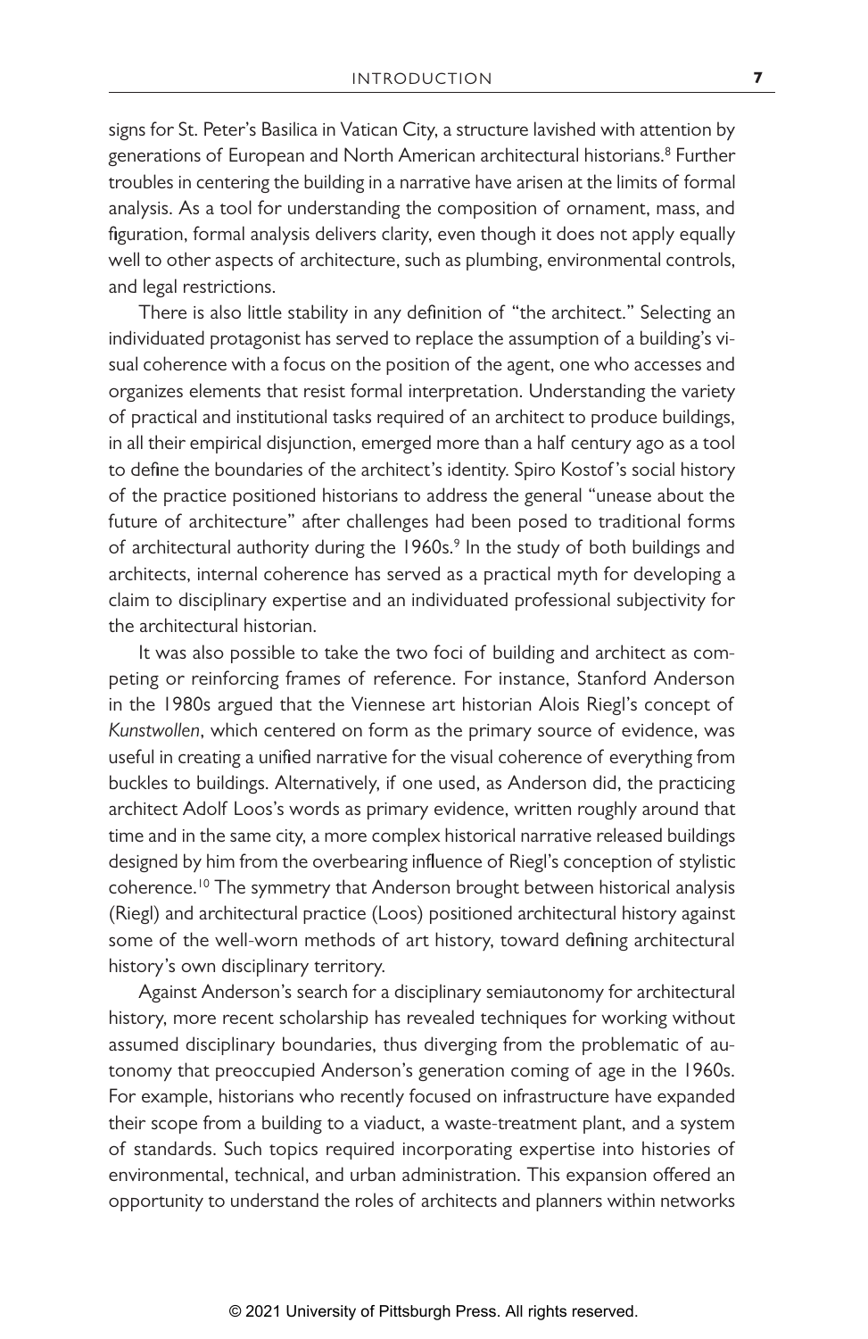signs for St. Peter's Basilica in Vatican City, a structure lavished with attention by generations of European and North American architectural historians.[8] Further troubles in centering the building in a narrative have arisen at the limits of formal analysis. As a tool for understanding the composition of ornament, mass, and figuration, formal analysis delivers clarity, even though it does not apply equally well to other aspects of architecture, such as plumbing, environmental controls, and legal restrictions.

There is also little stability in any definition of "the architect." Selecting an individuated protagonist has served to replace the assumption of a building's visual coherence with a focus on the position of the agent, one who accesses and organizes elements that resist formal interpretation. Understanding the variety of practical and institutional tasks required of an architect to produce buildings, in all their empirical disjunction, emerged more than a half century ago as a tool to define the boundaries of the architect's identity. Spiro Kostof's social history of the practice positioned historians to address the general "unease about the future of architecture" after challenges had been posed to traditional forms of architectural authority during the 1960s.[9] In the study of both buildings and architects, internal coherence has served as a practical myth for developing a claim to disciplinary expertise and an individuated professional subjectivity for the architectural historian.

It was also possible to take the two foci of building and architect as competing or reinforcing frames of reference. For instance, Stanford Anderson in the 1980s argued that the Viennese art historian Alois Riegl's concept of *Kunstwollen*, which centered on form as the primary source of evidence, was useful in creating a unified narrative for the visual coherence of everything from buckles to buildings. Alternatively, if one used, as Anderson did, the practicing architect Adolf Loos's words as primary evidence, written roughly around that time and in the same city, a more complex historical narrative released buildings designed by him from the overbearing influence of Riegl's conception of stylistic coherence.[10] The symmetry that Anderson brought between historical analysis (Riegl) and architectural practice (Loos) positioned architectural history against some of the well-worn methods of art history, toward defining architectural history's own disciplinary territory.

Against Anderson's search for a disciplinary semiautonomy for architectural history, more recent scholarship has revealed techniques for working without assumed disciplinary boundaries, thus diverging from the problematic of autonomy that preoccupied Anderson's generation coming of age in the 1960s. For example, historians who recently focused on infrastructure have expanded their scope from a building to a viaduct, a waste-treatment plant, and a system of standards. Such topics required incorporating expertise into histories of environmental, technical, and urban administration. This expansion offered an opportunity to understand the roles of architects and planners within networks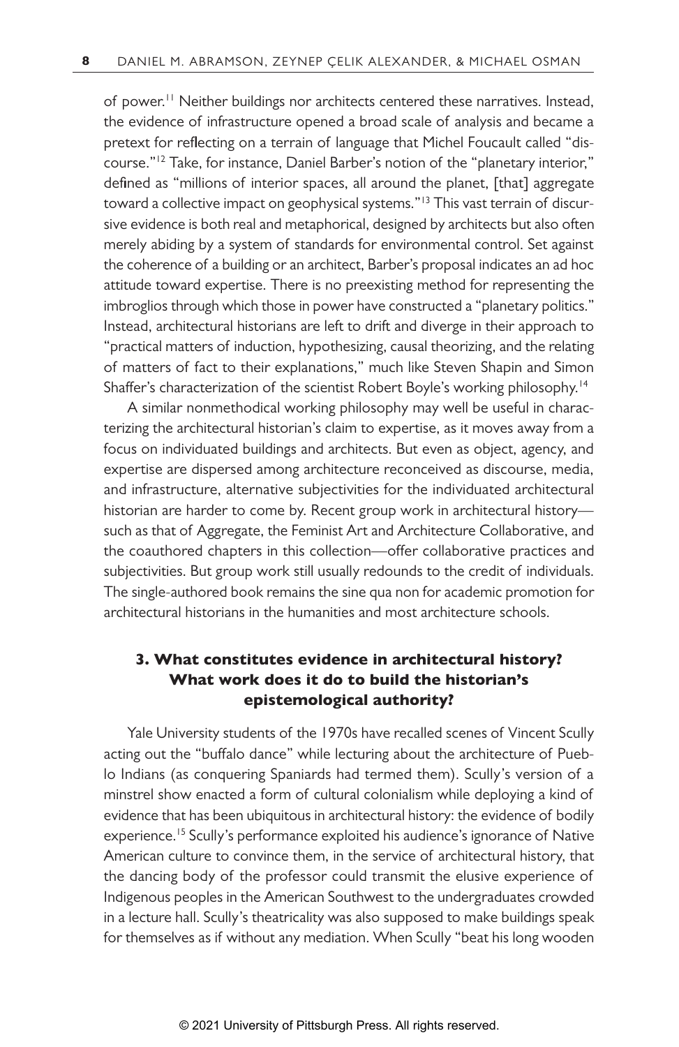of power.[11] Neither buildings nor architects centered these narratives. Instead, the evidence of infrastructure opened a broad scale of analysis and became a pretext for reflecting on a terrain of language that Michel Foucault called "discourse."[12] Take, for instance, Daniel Barber's notion of the "planetary interior," defined as "millions of interior spaces, all around the planet, [that] aggregate toward a collective impact on geophysical systems."[13] This vast terrain of discursive evidence is both real and metaphorical, designed by architects but also often merely abiding by a system of standards for environmental control. Set against the coherence of a building or an architect, Barber's proposal indicates an ad hoc attitude toward expertise. There is no preexisting method for representing the imbroglios through which those in power have constructed a "planetary politics." Instead, architectural historians are left to drift and diverge in their approach to "practical matters of induction, hypothesizing, causal theorizing, and the relating of matters of fact to their explanations," much like Steven Shapin and Simon Shaffer's characterization of the scientist Robert Boyle's working philosophy.[14]

A similar nonmethodical working philosophy may well be useful in characterizing the architectural historian's claim to expertise, as it moves away from a focus on individuated buildings and architects. But even as object, agency, and expertise are dispersed among architecture reconceived as discourse, media, and infrastructure, alternative subjectivities for the individuated architectural historian are harder to come by. Recent group work in architectural history—such as that of Aggregate, the Feminist Art and Architecture Collaborative, and the coauthored chapters in this collection—offer collaborative practices and subjectivities. But group work still usually redounds to the credit of individuals. The single-authored book remains the sine qua non for academic promotion for architectural historians in the humanities and most architecture schools.

### 3. What constitutes evidence in architectural history? What work does it do to build the historian's epistemological authority?

Yale University students of the 1970s have recalled scenes of Vincent Scully acting out the "buffalo dance" while lecturing about the architecture of Pueblo Indians (as conquering Spaniards had termed them). Scully's version of a minstrel show enacted a form of cultural colonialism while deploying a kind of evidence that has been ubiquitous in architectural history: the evidence of bodily experience.[15] Scully's performance exploited his audience's ignorance of Native American culture to convince them, in the service of architectural history, that the dancing body of the professor could transmit the elusive experience of Indigenous peoples in the American Southwest to the undergraduates crowded in a lecture hall. Scully's theatricality was also supposed to make buildings speak for themselves as if without any mediation. When Scully "beat his long wooden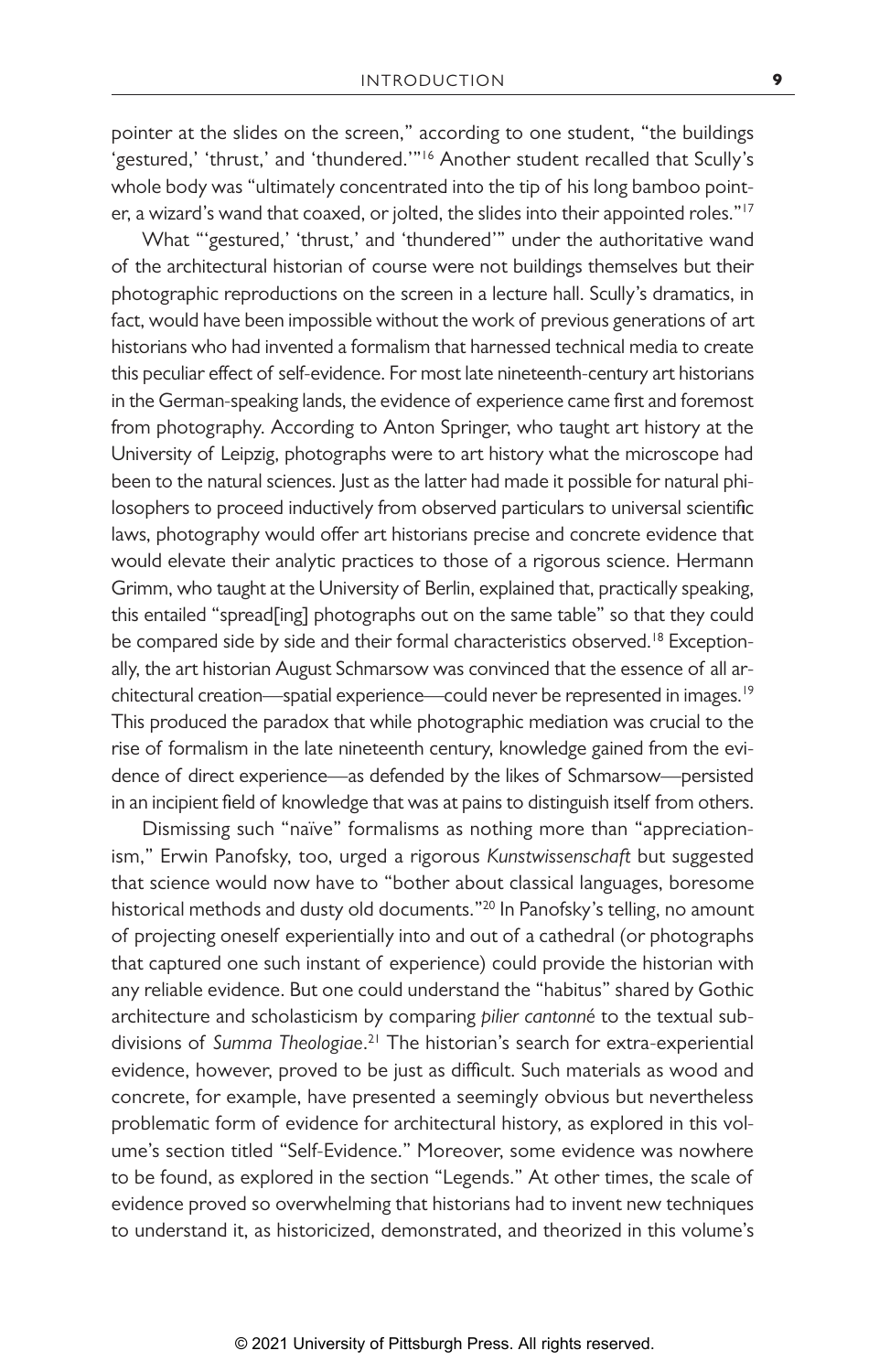pointer at the slides on the screen," according to one student, "the buildings 'gestured,' 'thrust,' and 'thundered.'"[16] Another student recalled that Scully's whole body was "ultimately concentrated into the tip of his long bamboo pointer, a wizard's wand that coaxed, or jolted, the slides into their appointed roles."[17]

What "'gestured,' 'thrust,' and 'thundered'" under the authoritative wand of the architectural historian of course were not buildings themselves but their photographic reproductions on the screen in a lecture hall. Scully's dramatics, in fact, would have been impossible without the work of previous generations of art historians who had invented a formalism that harnessed technical media to create this peculiar effect of self-evidence. For most late nineteenth-century art historians in the German-speaking lands, the evidence of experience came first and foremost from photography. According to Anton Springer, who taught art history at the University of Leipzig, photographs were to art history what the microscope had been to the natural sciences. Just as the latter had made it possible for natural philosophers to proceed inductively from observed particulars to universal scientific laws, photography would offer art historians precise and concrete evidence that would elevate their analytic practices to those of a rigorous science. Hermann Grimm, who taught at the University of Berlin, explained that, practically speaking, this entailed "spread[ing] photographs out on the same table" so that they could be compared side by side and their formal characteristics observed.[18] Exceptionally, the art historian August Schmarsow was convinced that the essence of all architectural creation—spatial experience—could never be represented in images.[19] This produced the paradox that while photographic mediation was crucial to the rise of formalism in the late nineteenth century, knowledge gained from the evidence of direct experience—as defended by the likes of Schmarsow—persisted in an incipient field of knowledge that was at pains to distinguish itself from others.

Dismissing such "naïve" formalisms as nothing more than "appreciationism," Erwin Panofsky, too, urged a rigorous *Kunstwissenschaft* but suggested that science would now have to "bother about classical languages, boresome historical methods and dusty old documents."[20] In Panofsky's telling, no amount of projecting oneself experientially into and out of a cathedral (or photographs that captured one such instant of experience) could provide the historian with any reliable evidence. But one could understand the "habitus" shared by Gothic architecture and scholasticism by comparing *pilier cantonné* to the textual subdivisions of *Summa Theologiae*.[21] The historian's search for extra-experiential evidence, however, proved to be just as difficult. Such materials as wood and concrete, for example, have presented a seemingly obvious but nevertheless problematic form of evidence for architectural history, as explored in this volume's section titled "Self-Evidence." Moreover, some evidence was nowhere to be found, as explored in the section "Legends." At other times, the scale of evidence proved so overwhelming that historians had to invent new techniques to understand it, as historicized, demonstrated, and theorized in this volume's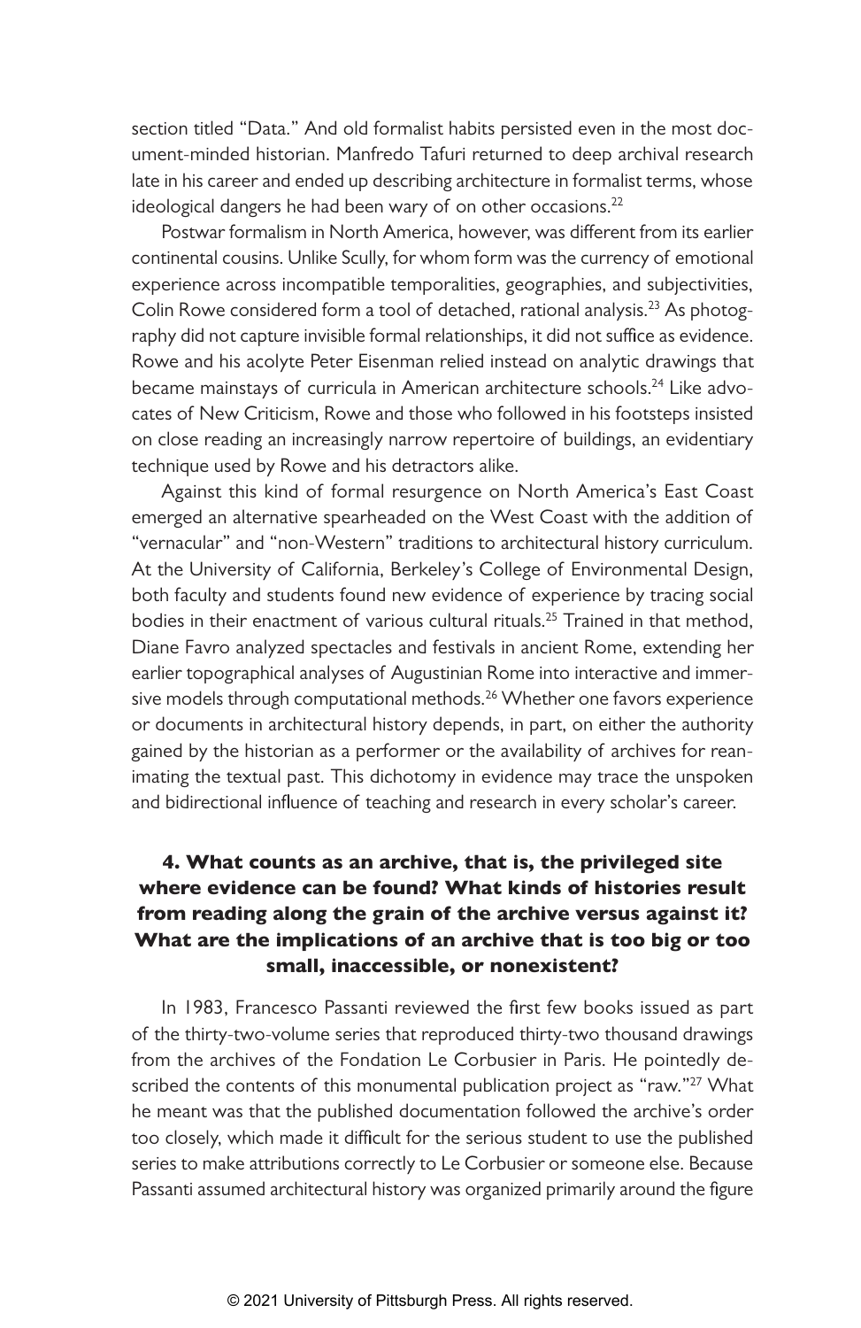section titled "Data." And old formalist habits persisted even in the most document-minded historian. Manfredo Tafuri returned to deep archival research late in his career and ended up describing architecture in formalist terms, whose ideological dangers he had been wary of on other occasions.[22]

Postwar formalism in North America, however, was different from its earlier continental cousins. Unlike Scully, for whom form was the currency of emotional experience across incompatible temporalities, geographies, and subjectivities, Colin Rowe considered form a tool of detached, rational analysis.[23] As photography did not capture invisible formal relationships, it did not suffice as evidence. Rowe and his acolyte Peter Eisenman relied instead on analytic drawings that became mainstays of curricula in American architecture schools.[24] Like advocates of New Criticism, Rowe and those who followed in his footsteps insisted on close reading an increasingly narrow repertoire of buildings, an evidentiary technique used by Rowe and his detractors alike.

Against this kind of formal resurgence on North America's East Coast emerged an alternative spearheaded on the West Coast with the addition of "vernacular" and "non-Western" traditions to architectural history curriculum. At the University of California, Berkeley's College of Environmental Design, both faculty and students found new evidence of experience by tracing social bodies in their enactment of various cultural rituals.[25] Trained in that method, Diane Favro analyzed spectacles and festivals in ancient Rome, extending her earlier topographical analyses of Augustinian Rome into interactive and immersive models through computational methods.[26] Whether one favors experience or documents in architectural history depends, in part, on either the authority gained by the historian as a performer or the availability of archives for reanimating the textual past. This dichotomy in evidence may trace the unspoken and bidirectional influence of teaching and research in every scholar's career.

### 4. What counts as an archive, that is, the privileged site where evidence can be found? What kinds of histories result from reading along the grain of the archive versus against it? What are the implications of an archive that is too big or too small, inaccessible, or nonexistent?

In 1983, Francesco Passanti reviewed the first few books issued as part of the thirty-two-volume series that reproduced thirty-two thousand drawings from the archives of the Fondation Le Corbusier in Paris. He pointedly described the contents of this monumental publication project as "raw."[27] What he meant was that the published documentation followed the archive's order too closely, which made it difficult for the serious student to use the published series to make attributions correctly to Le Corbusier or someone else. Because Passanti assumed architectural history was organized primarily around the figure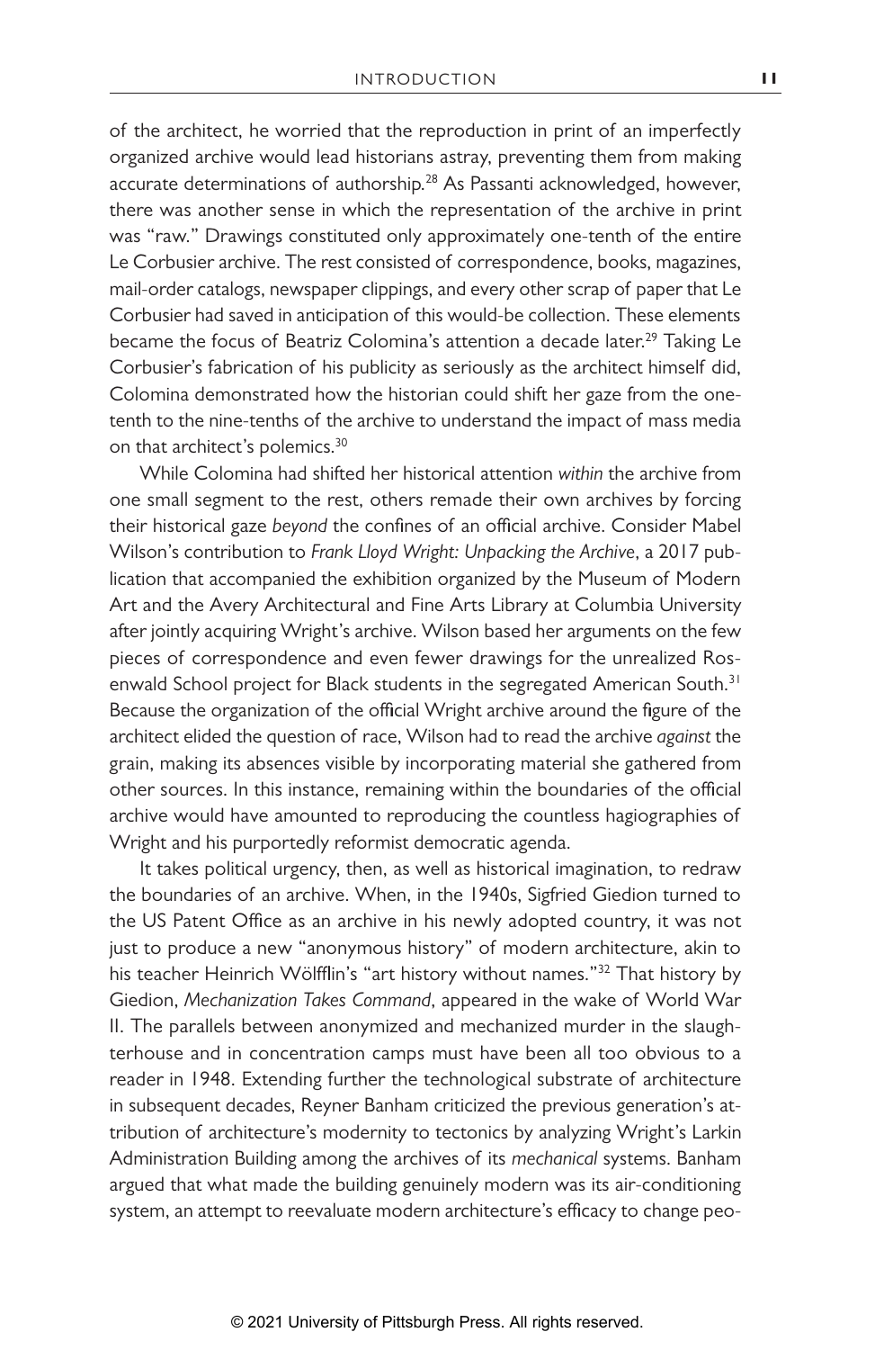of the architect, he worried that the reproduction in print of an imperfectly organized archive would lead historians astray, preventing them from making accurate determinations of authorship.[28] As Passanti acknowledged, however, there was another sense in which the representation of the archive in print was "raw." Drawings constituted only approximately one-tenth of the entire Le Corbusier archive. The rest consisted of correspondence, books, magazines, mail-order catalogs, newspaper clippings, and every other scrap of paper that Le Corbusier had saved in anticipation of this would-be collection. These elements became the focus of Beatriz Colomina's attention a decade later.[29] Taking Le Corbusier's fabrication of his publicity as seriously as the architect himself did, Colomina demonstrated how the historian could shift her gaze from the one-tenth to the nine-tenths of the archive to understand the impact of mass media on that architect's polemics.[30]

While Colomina had shifted her historical attention *within* the archive from one small segment to the rest, others remade their own archives by forcing their historical gaze *beyond* the confines of an official archive. Consider Mabel Wilson's contribution to *Frank Lloyd Wright: Unpacking the Archive*, a 2017 publication that accompanied the exhibition organized by the Museum of Modern Art and the Avery Architectural and Fine Arts Library at Columbia University after jointly acquiring Wright's archive. Wilson based her arguments on the few pieces of correspondence and even fewer drawings for the unrealized Rosenwald School project for Black students in the segregated American South.[31] Because the organization of the official Wright archive around the figure of the architect elided the question of race, Wilson had to read the archive *against* the grain, making its absences visible by incorporating material she gathered from other sources. In this instance, remaining within the boundaries of the official archive would have amounted to reproducing the countless hagiographies of Wright and his purportedly reformist democratic agenda.

It takes political urgency, then, as well as historical imagination, to redraw the boundaries of an archive. When, in the 1940s, Sigfried Giedion turned to the US Patent Office as an archive in his newly adopted country, it was not just to produce a new "anonymous history" of modern architecture, akin to his teacher Heinrich Wölfflin's "art history without names."[32] That history by Giedion, *Mechanization Takes Command*, appeared in the wake of World War II. The parallels between anonymized and mechanized murder in the slaughterhouse and in concentration camps must have been all too obvious to a reader in 1948. Extending further the technological substrate of architecture in subsequent decades, Reyner Banham criticized the previous generation's attribution of architecture's modernity to tectonics by analyzing Wright's Larkin Administration Building among the archives of its *mechanical* systems. Banham argued that what made the building genuinely modern was its air-conditioning system, an attempt to reevaluate modern architecture's efficacy to change peo-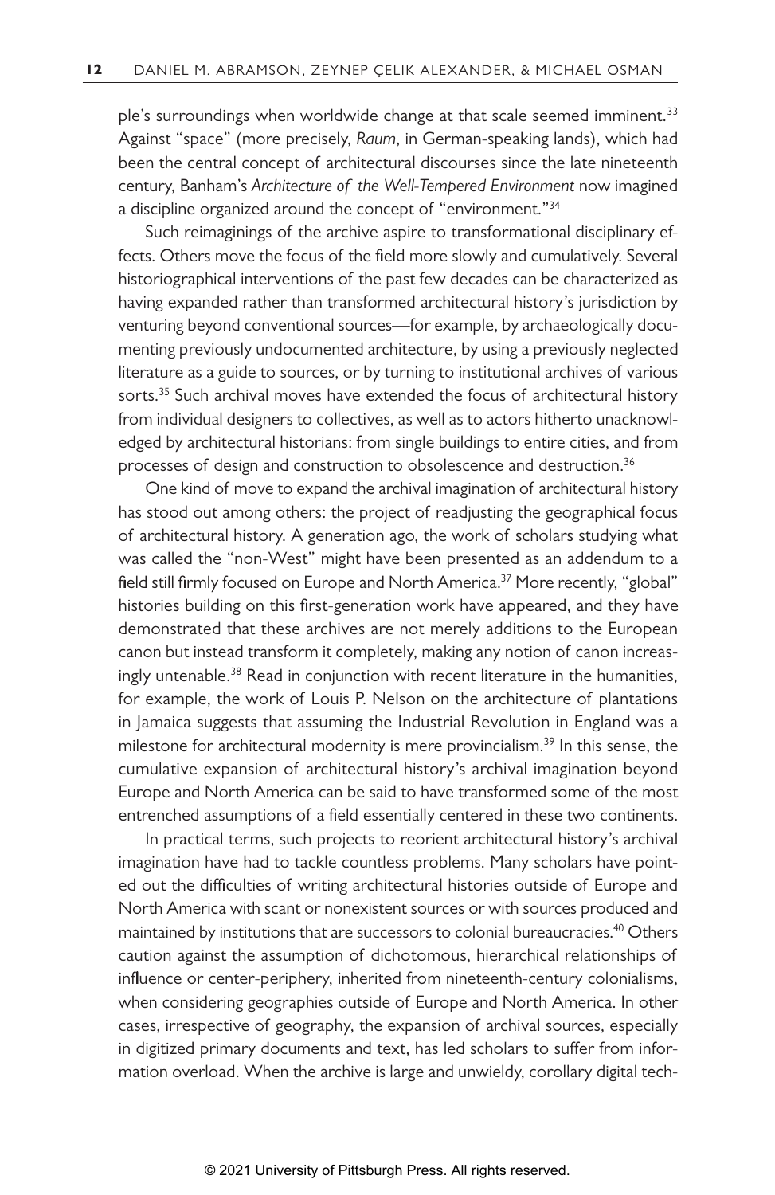ple's surroundings when worldwide change at that scale seemed imminent.[33] Against "space" (more precisely, *Raum*, in German-speaking lands), which had been the central concept of architectural discourses since the late nineteenth century, Banham's *Architecture of the Well-Tempered Environment* now imagined a discipline organized around the concept of "environment."[34]

Such reimaginings of the archive aspire to transformational disciplinary effects. Others move the focus of the field more slowly and cumulatively. Several historiographical interventions of the past few decades can be characterized as having expanded rather than transformed architectural history's jurisdiction by venturing beyond conventional sources—for example, by archaeologically documenting previously undocumented architecture, by using a previously neglected literature as a guide to sources, or by turning to institutional archives of various sorts.[35] Such archival moves have extended the focus of architectural history from individual designers to collectives, as well as to actors hitherto unacknowledged by architectural historians: from single buildings to entire cities, and from processes of design and construction to obsolescence and destruction.[36]

One kind of move to expand the archival imagination of architectural history has stood out among others: the project of readjusting the geographical focus of architectural history. A generation ago, the work of scholars studying what was called the "non-West" might have been presented as an addendum to a field still firmly focused on Europe and North America.[37] More recently, "global" histories building on this first-generation work have appeared, and they have demonstrated that these archives are not merely additions to the European canon but instead transform it completely, making any notion of canon increasingly untenable.[38] Read in conjunction with recent literature in the humanities, for example, the work of Louis P. Nelson on the architecture of plantations in Jamaica suggests that assuming the Industrial Revolution in England was a milestone for architectural modernity is mere provincialism.[39] In this sense, the cumulative expansion of architectural history's archival imagination beyond Europe and North America can be said to have transformed some of the most entrenched assumptions of a field essentially centered in these two continents.

In practical terms, such projects to reorient architectural history's archival imagination have had to tackle countless problems. Many scholars have pointed out the difficulties of writing architectural histories outside of Europe and North America with scant or nonexistent sources or with sources produced and maintained by institutions that are successors to colonial bureaucracies.[40] Others caution against the assumption of dichotomous, hierarchical relationships of influence or center-periphery, inherited from nineteenth-century colonialisms, when considering geographies outside of Europe and North America. In other cases, irrespective of geography, the expansion of archival sources, especially in digitized primary documents and text, has led scholars to suffer from information overload. When the archive is large and unwieldy, corollary digital tech-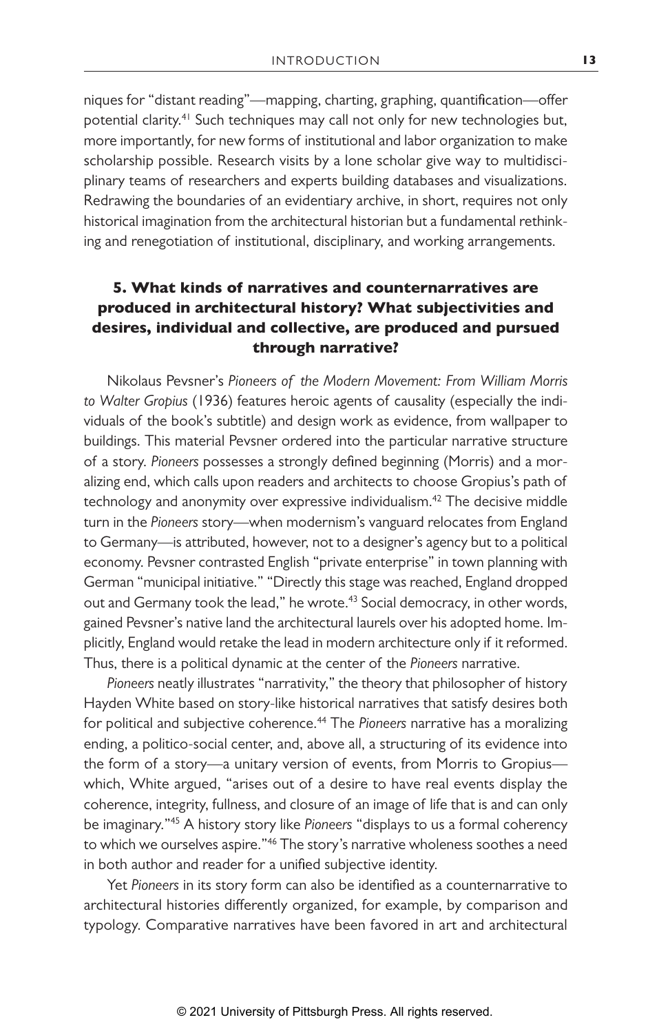niques for "distant reading"—mapping, charting, graphing, quantification—offer potential clarity.[41] Such techniques may call not only for new technologies but, more importantly, for new forms of institutional and labor organization to make scholarship possible. Research visits by a lone scholar give way to multidisciplinary teams of researchers and experts building databases and visualizations. Redrawing the boundaries of an evidentiary archive, in short, requires not only historical imagination from the architectural historian but a fundamental rethinking and renegotiation of institutional, disciplinary, and working arrangements.

### 5. What kinds of narratives and counternarratives are produced in architectural history? What subjectivities and desires, individual and collective, are produced and pursued through narrative?

Nikolaus Pevsner's *Pioneers of the Modern Movement: From William Morris to Walter Gropius* (1936) features heroic agents of causality (especially the individuals of the book's subtitle) and design work as evidence, from wallpaper to buildings. This material Pevsner ordered into the particular narrative structure of a story. *Pioneers* possesses a strongly defined beginning (Morris) and a moralizing end, which calls upon readers and architects to choose Gropius's path of technology and anonymity over expressive individualism.[42] The decisive middle turn in the *Pioneers* story—when modernism's vanguard relocates from England to Germany—is attributed, however, not to a designer's agency but to a political economy. Pevsner contrasted English "private enterprise" in town planning with German "municipal initiative." "Directly this stage was reached, England dropped out and Germany took the lead," he wrote.[43] Social democracy, in other words, gained Pevsner's native land the architectural laurels over his adopted home. Implicitly, England would retake the lead in modern architecture only if it reformed. Thus, there is a political dynamic at the center of the *Pioneers* narrative.

*Pioneers* neatly illustrates "narrativity," the theory that philosopher of history Hayden White based on story-like historical narratives that satisfy desires both for political and subjective coherence.[44] The *Pioneers* narrative has a moralizing ending, a politico-social center, and, above all, a structuring of its evidence into the form of a story—a unitary version of events, from Morris to Gropius—which, White argued, "arises out of a desire to have real events display the coherence, integrity, fullness, and closure of an image of life that is and can only be imaginary."[45] A history story like *Pioneers* "displays to us a formal coherency to which we ourselves aspire."[46] The story's narrative wholeness soothes a need in both author and reader for a unified subjective identity.

Yet *Pioneers* in its story form can also be identified as a counternarrative to architectural histories differently organized, for example, by comparison and typology. Comparative narratives have been favored in art and architectural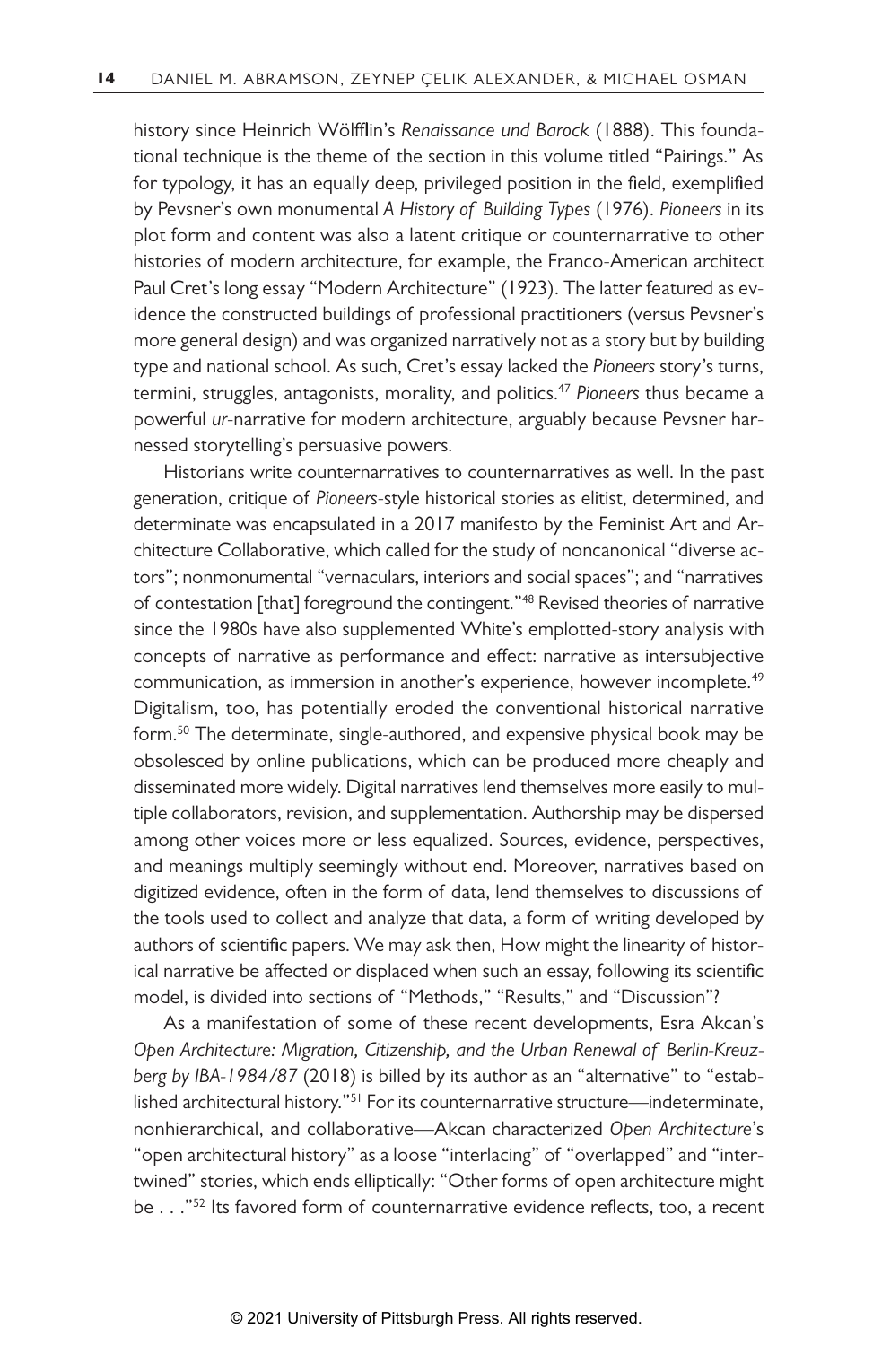history since Heinrich Wölfflin's *Renaissance und Barock* (1888). This foundational technique is the theme of the section in this volume titled "Pairings." As for typology, it has an equally deep, privileged position in the field, exemplified by Pevsner's own monumental *A History of Building Types* (1976). *Pioneers* in its plot form and content was also a latent critique or counternarrative to other histories of modern architecture, for example, the Franco-American architect Paul Cret's long essay "Modern Architecture" (1923). The latter featured as evidence the constructed buildings of professional practitioners (versus Pevsner's more general design) and was organized narratively not as a story but by building type and national school. As such, Cret's essay lacked the *Pioneers* story's turns, termini, struggles, antagonists, morality, and politics.[47] *Pioneers* thus became a powerful *ur*-narrative for modern architecture, arguably because Pevsner harnessed storytelling's persuasive powers.

Historians write counternarratives to counternarratives as well. In the past generation, critique of *Pioneers*-style historical stories as elitist, determined, and determinate was encapsulated in a 2017 manifesto by the Feminist Art and Architecture Collaborative, which called for the study of noncanonical "diverse actors"; nonmonumental "vernaculars, interiors and social spaces"; and "narratives of contestation [that] foreground the contingent."[48] Revised theories of narrative since the 1980s have also supplemented White's emplotted-story analysis with concepts of narrative as performance and effect: narrative as intersubjective communication, as immersion in another's experience, however incomplete.[49] Digitalism, too, has potentially eroded the conventional historical narrative form.[50] The determinate, single-authored, and expensive physical book may be obsolesced by online publications, which can be produced more cheaply and disseminated more widely. Digital narratives lend themselves more easily to multiple collaborators, revision, and supplementation. Authorship may be dispersed among other voices more or less equalized. Sources, evidence, perspectives, and meanings multiply seemingly without end. Moreover, narratives based on digitized evidence, often in the form of data, lend themselves to discussions of the tools used to collect and analyze that data, a form of writing developed by authors of scientific papers. We may ask then, How might the linearity of historical narrative be affected or displaced when such an essay, following its scientific model, is divided into sections of "Methods," "Results," and "Discussion"?

As a manifestation of some of these recent developments, Esra Akcan's *Open Architecture: Migration, Citizenship, and the Urban Renewal of Berlin-Kreuzberg by IBA-1984/87* (2018) is billed by its author as an "alternative" to "established architectural history."[51] For its counternarrative structure—indeterminate, nonhierarchical, and collaborative—Akcan characterized *Open Architecture*'s "open architectural history" as a loose "interlacing" of "overlapped" and "intertwined" stories, which ends elliptically: "Other forms of open architecture might be . . ."[52] Its favored form of counternarrative evidence reflects, too, a recent

© 2021 University of Pittsburgh Press. All rights reserved.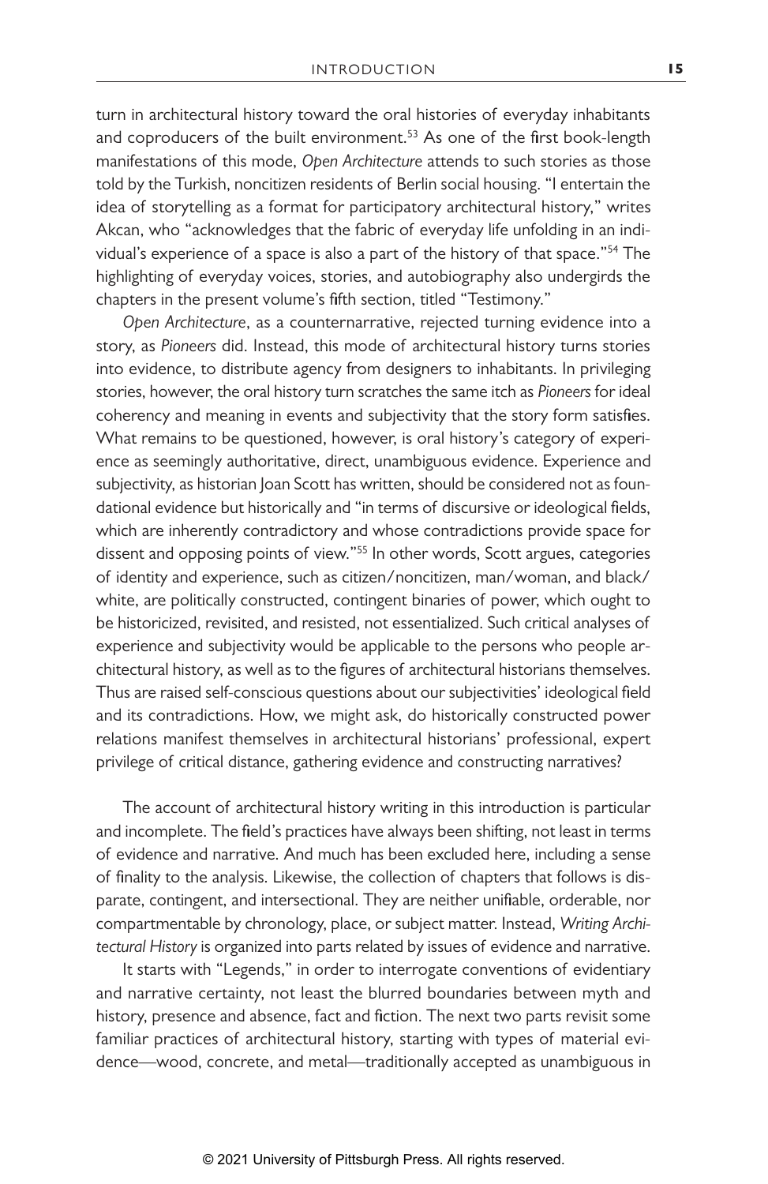turn in architectural history toward the oral histories of everyday inhabitants and coproducers of the built environment.[53] As one of the first book-length manifestations of this mode, *Open Architecture* attends to such stories as those told by the Turkish, noncitizen residents of Berlin social housing. "I entertain the idea of storytelling as a format for participatory architectural history," writes Akcan, who "acknowledges that the fabric of everyday life unfolding in an individual's experience of a space is also a part of the history of that space."[54] The highlighting of everyday voices, stories, and autobiography also undergirds the chapters in the present volume's fifth section, titled "Testimony."

*Open Architecture*, as a counternarrative, rejected turning evidence into a story, as *Pioneers* did. Instead, this mode of architectural history turns stories into evidence, to distribute agency from designers to inhabitants. In privileging stories, however, the oral history turn scratches the same itch as *Pioneers* for ideal coherency and meaning in events and subjectivity that the story form satisfies. What remains to be questioned, however, is oral history's category of experience as seemingly authoritative, direct, unambiguous evidence. Experience and subjectivity, as historian Joan Scott has written, should be considered not as foundational evidence but historically and "in terms of discursive or ideological fields, which are inherently contradictory and whose contradictions provide space for dissent and opposing points of view."[55] In other words, Scott argues, categories of identity and experience, such as citizen/noncitizen, man/woman, and black/white, are politically constructed, contingent binaries of power, which ought to be historicized, revisited, and resisted, not essentialized. Such critical analyses of experience and subjectivity would be applicable to the persons who people architectural history, as well as to the figures of architectural historians themselves. Thus are raised self-conscious questions about our subjectivities' ideological field and its contradictions. How, we might ask, do historically constructed power relations manifest themselves in architectural historians' professional, expert privilege of critical distance, gathering evidence and constructing narratives?

The account of architectural history writing in this introduction is particular and incomplete. The field's practices have always been shifting, not least in terms of evidence and narrative. And much has been excluded here, including a sense of finality to the analysis. Likewise, the collection of chapters that follows is disparate, contingent, and intersectional. They are neither unifiable, orderable, nor compartmentable by chronology, place, or subject matter. Instead, *Writing Architectural History* is organized into parts related by issues of evidence and narrative.

It starts with "Legends," in order to interrogate conventions of evidentiary and narrative certainty, not least the blurred boundaries between myth and history, presence and absence, fact and fiction. The next two parts revisit some familiar practices of architectural history, starting with types of material evidence—wood, concrete, and metal—traditionally accepted as unambiguous in

© 2021 University of Pittsburgh Press. All rights reserved.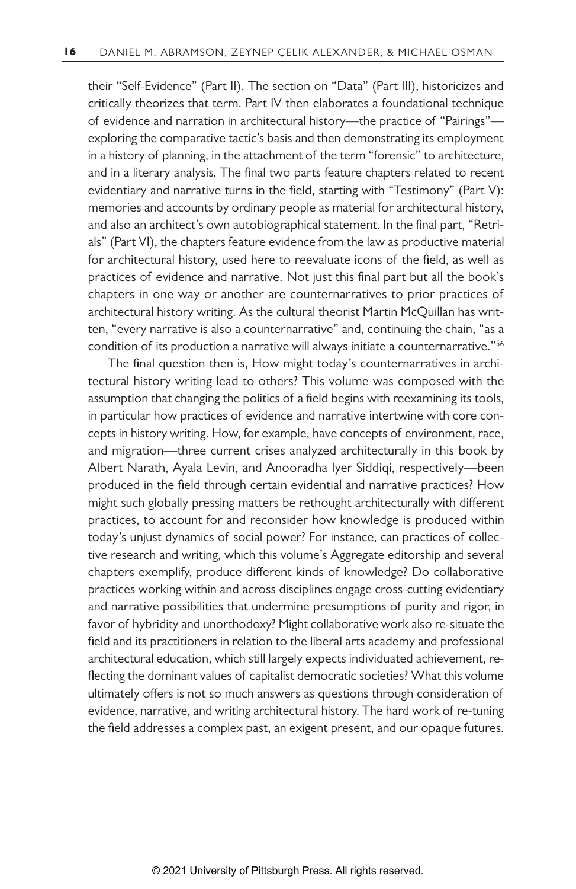their "Self-Evidence" (Part II). The section on "Data" (Part III), historicizes and critically theorizes that term. Part IV then elaborates a foundational technique of evidence and narration in architectural history—the practice of "Pairings"—exploring the comparative tactic's basis and then demonstrating its employment in a history of planning, in the attachment of the term "forensic" to architecture, and in a literary analysis. The final two parts feature chapters related to recent evidentiary and narrative turns in the field, starting with "Testimony" (Part V): memories and accounts by ordinary people as material for architectural history, and also an architect's own autobiographical statement. In the final part, "Retrials" (Part VI), the chapters feature evidence from the law as productive material for architectural history, used here to reevaluate icons of the field, as well as practices of evidence and narrative. Not just this final part but all the book's chapters in one way or another are counternarratives to prior practices of architectural history writing. As the cultural theorist Martin McQuillan has written, "every narrative is also a counternarrative" and, continuing the chain, "as a condition of its production a narrative will always initiate a counternarrative."[56]

The final question then is, How might today's counternarratives in architectural history writing lead to others? This volume was composed with the assumption that changing the politics of a field begins with reexamining its tools, in particular how practices of evidence and narrative intertwine with core concepts in history writing. How, for example, have concepts of environment, race, and migration—three current crises analyzed architecturally in this book by Albert Narath, Ayala Levin, and Anooradha Iyer Siddiqi, respectively—been produced in the field through certain evidential and narrative practices? How might such globally pressing matters be rethought architecturally with different practices, to account for and reconsider how knowledge is produced within today's unjust dynamics of social power? For instance, can practices of collective research and writing, which this volume's Aggregate editorship and several chapters exemplify, produce different kinds of knowledge? Do collaborative practices working within and across disciplines engage cross-cutting evidentiary and narrative possibilities that undermine presumptions of purity and rigor, in favor of hybridity and unorthodoxy? Might collaborative work also re-situate the field and its practitioners in relation to the liberal arts academy and professional architectural education, which still largely expects individuated achievement, reflecting the dominant values of capitalist democratic societies? What this volume ultimately offers is not so much answers as questions through consideration of evidence, narrative, and writing architectural history. The hard work of re-tuning the field addresses a complex past, an exigent present, and our opaque futures.